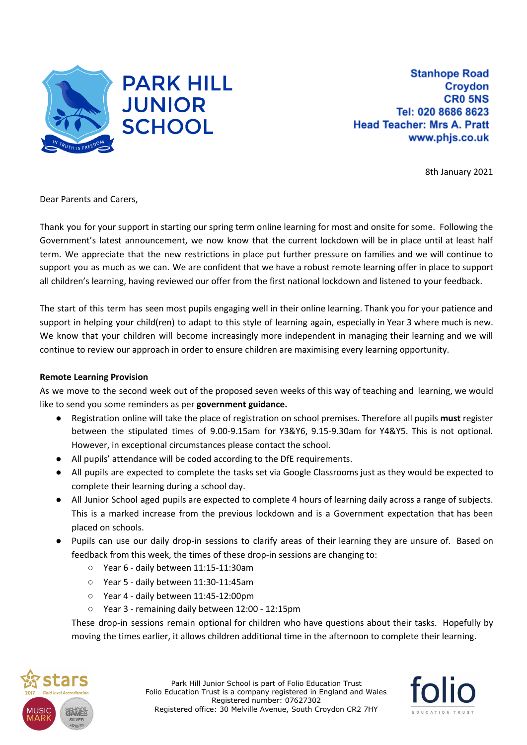# PARK HILL JUNIOR SCHOOL

Stanhope Road
Croydon
CR0 5NS
Tel: 020 8686 8623
Head Teacher: Mrs A. Pratt
www.phjs.co.uk

8th January 2021

Dear Parents and Carers,

Thank you for your support in starting our spring term online learning for most and onsite for some. Following the Government's latest announcement, we now know that the current lockdown will be in place until at least half term. We appreciate that the new restrictions in place put further pressure on families and we will continue to support you as much as we can. We are confident that we have a robust remote learning offer in place to support all children's learning, having reviewed our offer from the first national lockdown and listened to your feedback.

The start of this term has seen most pupils engaging well in their online learning. Thank you for your patience and support in helping your child(ren) to adapt to this style of learning again, especially in Year 3 where much is new. We know that your children will become increasingly more independent in managing their learning and we will continue to review our approach in order to ensure children are maximising every learning opportunity.

**Remote Learning Provision**

As we move to the second week out of the proposed seven weeks of this way of teaching and learning, we would like to send you some reminders as per **government guidance.**

- Registration online will take the place of registration on school premises. Therefore all pupils **must** register between the stipulated times of 9.00-9.15am for Y3&Y6, 9.15-9.30am for Y4&Y5. This is not optional. However, in exceptional circumstances please contact the school.
- All pupils' attendance will be coded according to the DfE requirements.
- All pupils are expected to complete the tasks set via Google Classrooms just as they would be expected to complete their learning during a school day.
- All Junior School aged pupils are expected to complete 4 hours of learning daily across a range of subjects. This is a marked increase from the previous lockdown and is a Government expectation that has been placed on schools.
- Pupils can use our daily drop-in sessions to clarify areas of their learning they are unsure of. Based on feedback from this week, the times of these drop-in sessions are changing to:
  - Year 6 - daily between 11:15-11:30am
  - Year 5 - daily between 11:30-11:45am
  - Year 4 - daily between 11:45-12:00pm
  - Year 3 - remaining daily between 12:00 - 12:15pm

  These drop-in sessions remain optional for children who have questions about their tasks. Hopefully by moving the times earlier, it allows children additional time in the afternoon to complete their learning.

Park Hill Junior School is part of Folio Education Trust
Folio Education Trust is a company registered in England and Wales
Registered number: 07627302
Registered office: 30 Melville Avenue, South Croydon CR2 7HY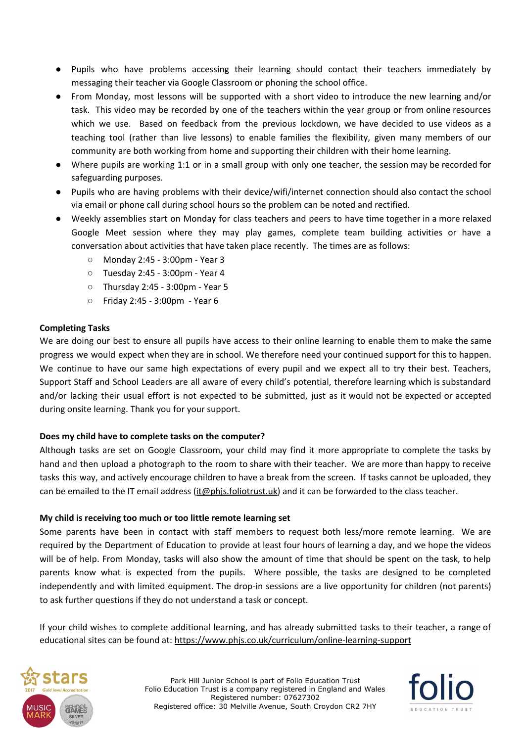- Pupils who have problems accessing their learning should contact their teachers immediately by messaging their teacher via Google Classroom or phoning the school office.
- From Monday, most lessons will be supported with a short video to introduce the new learning and/or task. This video may be recorded by one of the teachers within the year group or from online resources which we use. Based on feedback from the previous lockdown, we have decided to use videos as a teaching tool (rather than live lessons) to enable families the flexibility, given many members of our community are both working from home and supporting their children with their home learning.
- Where pupils are working 1:1 or in a small group with only one teacher, the session may be recorded for safeguarding purposes.
- Pupils who are having problems with their device/wifi/internet connection should also contact the school via email or phone call during school hours so the problem can be noted and rectified.
- Weekly assemblies start on Monday for class teachers and peers to have time together in a more relaxed Google Meet session where they may play games, complete team building activities or have a conversation about activities that have taken place recently. The times are as follows:
    - Monday 2:45 - 3:00pm - Year 3
    - Tuesday 2:45 - 3:00pm - Year 4
    - Thursday 2:45 - 3:00pm - Year 5
    - Friday 2:45 - 3:00pm - Year 6

**Completing Tasks**

We are doing our best to ensure all pupils have access to their online learning to enable them to make the same progress we would expect when they are in school. We therefore need your continued support for this to happen. We continue to have our same high expectations of every pupil and we expect all to try their best. Teachers, Support Staff and School Leaders are all aware of every child's potential, therefore learning which is substandard and/or lacking their usual effort is not expected to be submitted, just as it would not be expected or accepted during onsite learning. Thank you for your support.

**Does my child have to complete tasks on the computer?**

Although tasks are set on Google Classroom, your child may find it more appropriate to complete the tasks by hand and then upload a photograph to the room to share with their teacher. We are more than happy to receive tasks this way, and actively encourage children to have a break from the screen. If tasks cannot be uploaded, they can be emailed to the IT email address (it@phjs.foliotrust.uk) and it can be forwarded to the class teacher.

**My child is receiving too much or too little remote learning set**

Some parents have been in contact with staff members to request both less/more remote learning. We are required by the Department of Education to provide at least four hours of learning a day, and we hope the videos will be of help. From Monday, tasks will also show the amount of time that should be spent on the task, to help parents know what is expected from the pupils. Where possible, the tasks are designed to be completed independently and with limited equipment. The drop-in sessions are a live opportunity for children (not parents) to ask further questions if they do not understand a task or concept.

If your child wishes to complete additional learning, and has already submitted tasks to their teacher, a range of educational sites can be found at: https://www.phjs.co.uk/curriculum/online-learning-support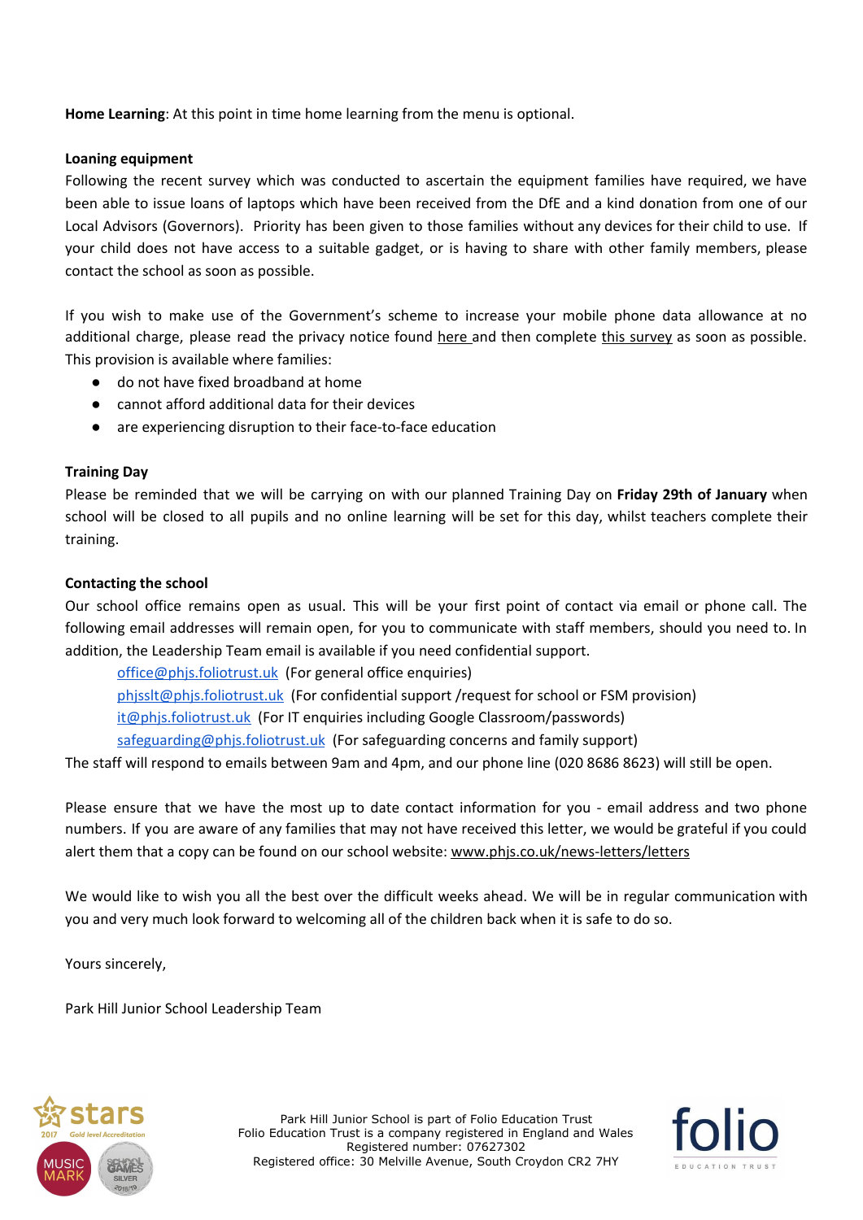**Home Learning**: At this point in time home learning from the menu is optional.

**Loaning equipment**

Following the recent survey which was conducted to ascertain the equipment families have required, we have been able to issue loans of laptops which have been received from the DfE and a kind donation from one of our Local Advisors (Governors). Priority has been given to those families without any devices for their child to use. If your child does not have access to a suitable gadget, or is having to share with other family members, please contact the school as soon as possible.

If you wish to make use of the Government's scheme to increase your mobile phone data allowance at no additional charge, please read the privacy notice found here and then complete this survey as soon as possible. This provision is available where families:

- do not have fixed broadband at home
- cannot afford additional data for their devices
- are experiencing disruption to their face-to-face education

**Training Day**

Please be reminded that we will be carrying on with our planned Training Day on **Friday 29th of January** when school will be closed to all pupils and no online learning will be set for this day, whilst teachers complete their training.

**Contacting the school**

Our school office remains open as usual. This will be your first point of contact via email or phone call. The following email addresses will remain open, for you to communicate with staff members, should you need to. In addition, the Leadership Team email is available if you need confidential support.

office@phjs.foliotrust.uk (For general office enquiries)
phjsslt@phjs.foliotrust.uk (For confidential support /request for school or FSM provision)
it@phjs.foliotrust.uk (For IT enquiries including Google Classroom/passwords)
safeguarding@phjs.foliotrust.uk (For safeguarding concerns and family support)

The staff will respond to emails between 9am and 4pm, and our phone line (020 8686 8623) will still be open.

Please ensure that we have the most up to date contact information for you - email address and two phone numbers. If you are aware of any families that may not have received this letter, we would be grateful if you could alert them that a copy can be found on our school website: www.phjs.co.uk/news-letters/letters

We would like to wish you all the best over the difficult weeks ahead. We will be in regular communication with you and very much look forward to welcoming all of the children back when it is safe to do so.

Yours sincerely,

Park Hill Junior School Leadership Team

Park Hill Junior School is part of Folio Education Trust
Folio Education Trust is a company registered in England and Wales
Registered number: 07627302
Registered office: 30 Melville Avenue, South Croydon CR2 7HY